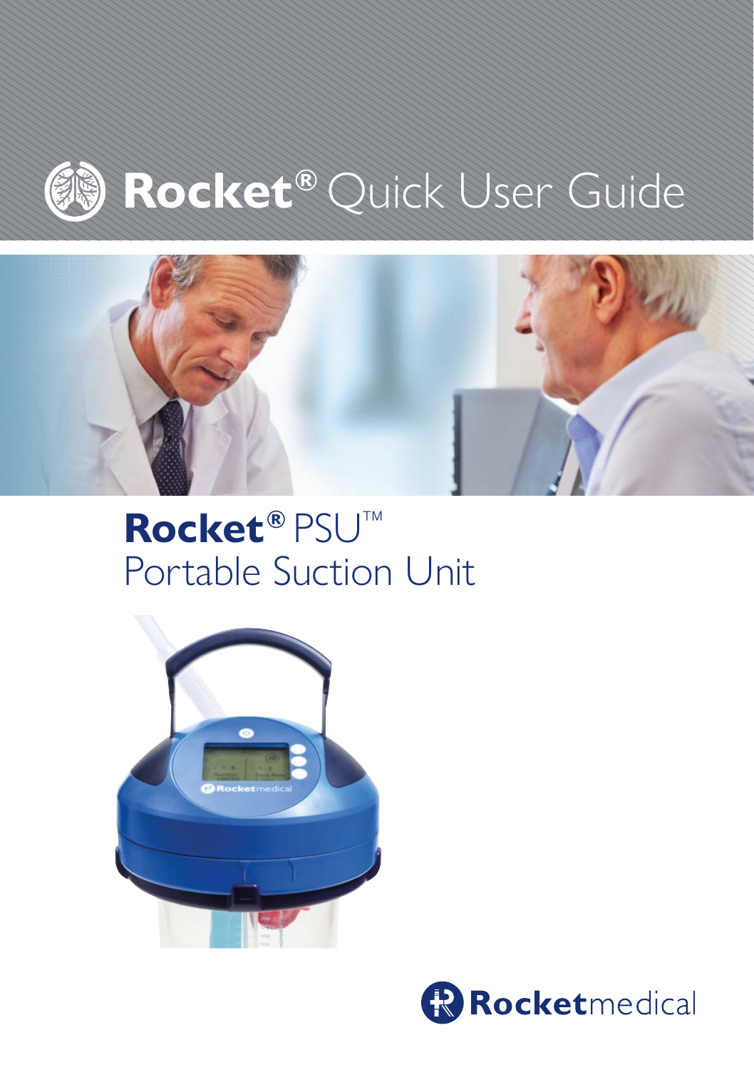# Rocket® Quick User Guide

## Rocket® PSU™
Portable Suction Unit

Rocketmedical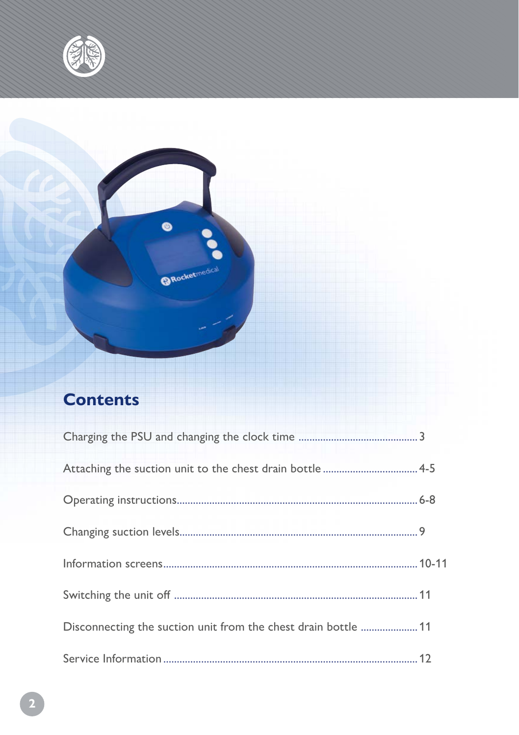## Contents

Charging the PSU and changing the clock time ........................................ 3

Attaching the suction unit to the chest drain bottle .................................. 4-5

Operating instructions.................................................................................. 6-8

Changing suction levels................................................................................ 9

Information screens...................................................................................... 10-11

Switching the unit off .................................................................................. 11

Disconnecting the suction unit from the chest drain bottle ..................... 11

Service Information ...................................................................................... 12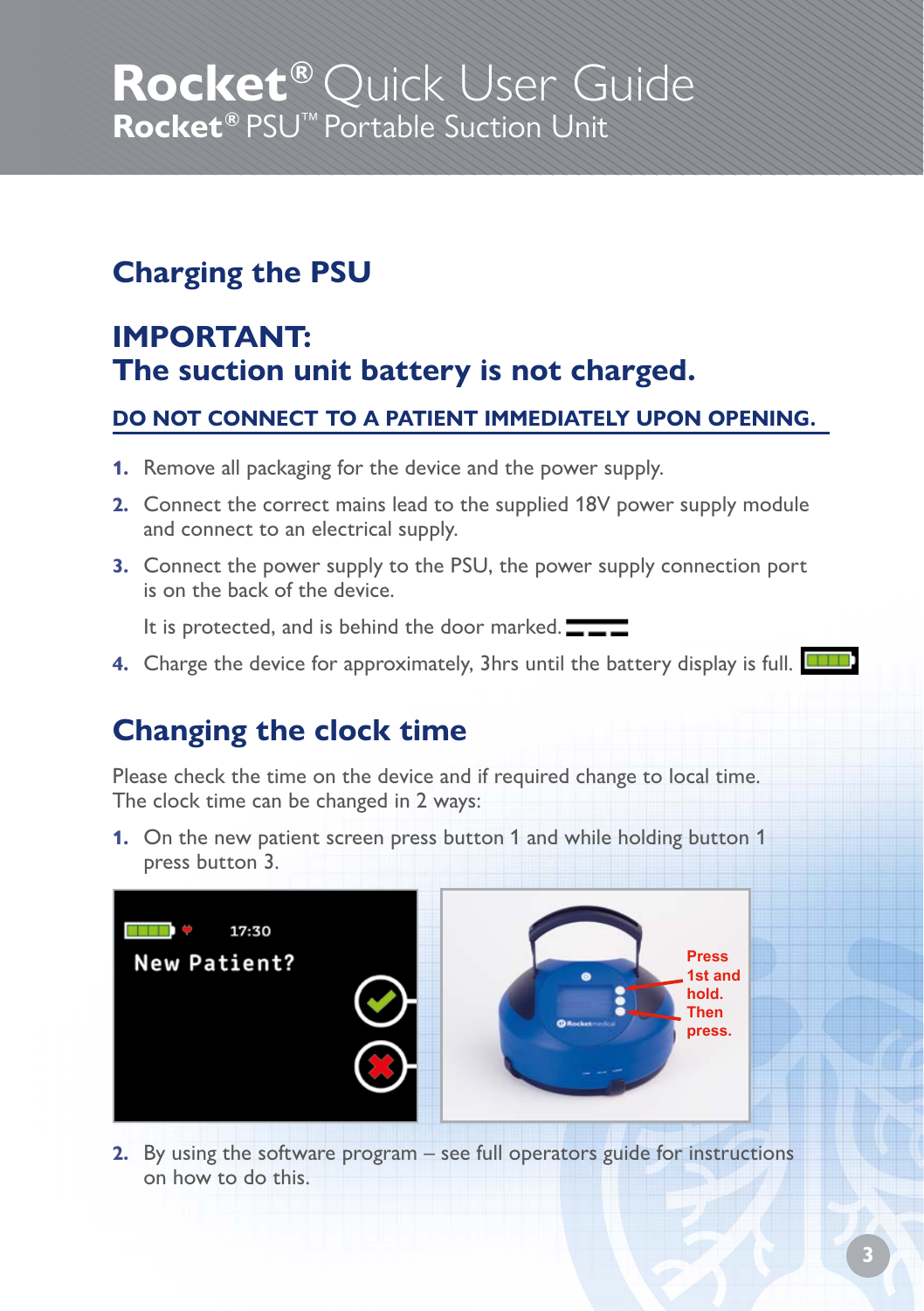# Rocket® Quick User Guide

## Rocket® PSU™ Portable Suction Unit

## Charging the PSU

### IMPORTANT:
### The suction unit battery is not charged.

**DO NOT CONNECT TO A PATIENT IMMEDIATELY UPON OPENING.**

1. Remove all packaging for the device and the power supply.
2. Connect the correct mains lead to the supplied 18V power supply module and connect to an electrical supply.
3. Connect the power supply to the PSU, the power supply connection port is on the back of the device.

   It is protected, and is behind the door marked.
4. Charge the device for approximately, 3hrs until the battery display is full.

## Changing the clock time

Please check the time on the device and if required change to local time.
The clock time can be changed in 2 ways:

1. On the new patient screen press button 1 and while holding button 1 press button 3.

17:30
New Patient?

Press 1st and hold. Then press.

2. By using the software program – see full operators guide for instructions on how to do this.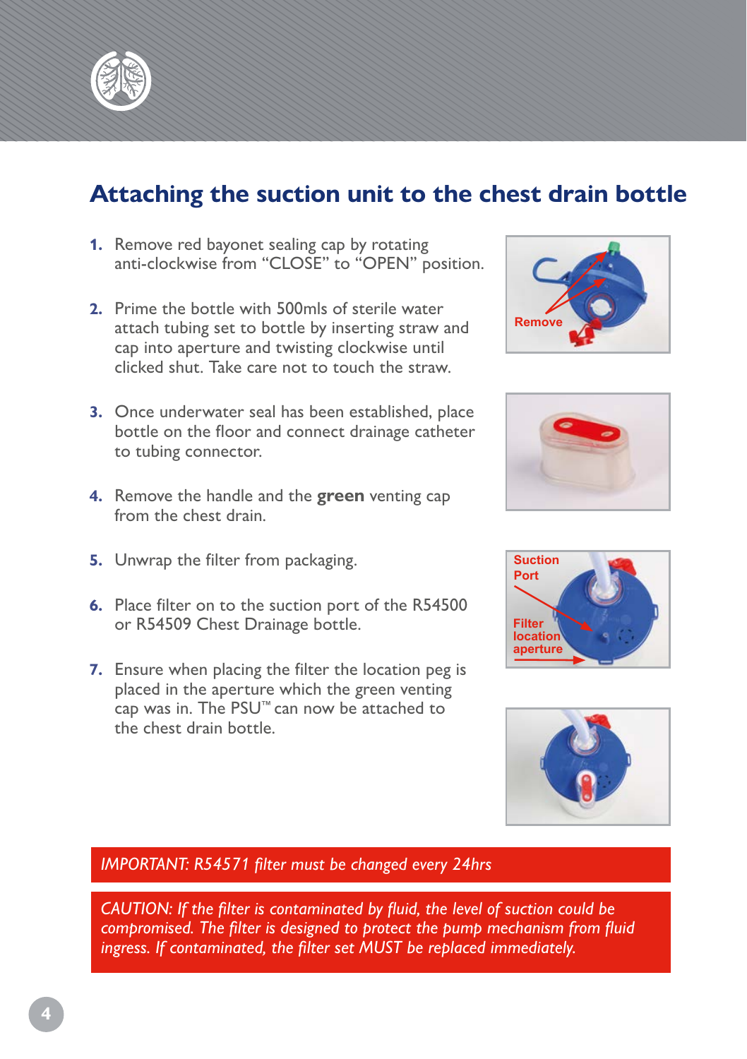## Attaching the suction unit to the chest drain bottle

1. Remove red bayonet sealing cap by rotating anti-clockwise from "CLOSE" to "OPEN" position.

2. Prime the bottle with 500mls of sterile water attach tubing set to bottle by inserting straw and cap into aperture and twisting clockwise until clicked shut. Take care not to touch the straw.

3. Once underwater seal has been established, place bottle on the floor and connect drainage catheter to tubing connector.

4. Remove the handle and the **green** venting cap from the chest drain.

5. Unwrap the filter from packaging.

6. Place filter on to the suction port of the R54500 or R54509 Chest Drainage bottle.

7. Ensure when placing the filter the location peg is placed in the aperture which the green venting cap was in. The PSU™ can now be attached to the chest drain bottle.

Remove

Suction Port

Filter location aperture

*IMPORTANT: R54571 filter must be changed every 24hrs*

*CAUTION: If the filter is contaminated by fluid, the level of suction could be compromised. The filter is designed to protect the pump mechanism from fluid ingress. If contaminated, the filter set MUST be replaced immediately.*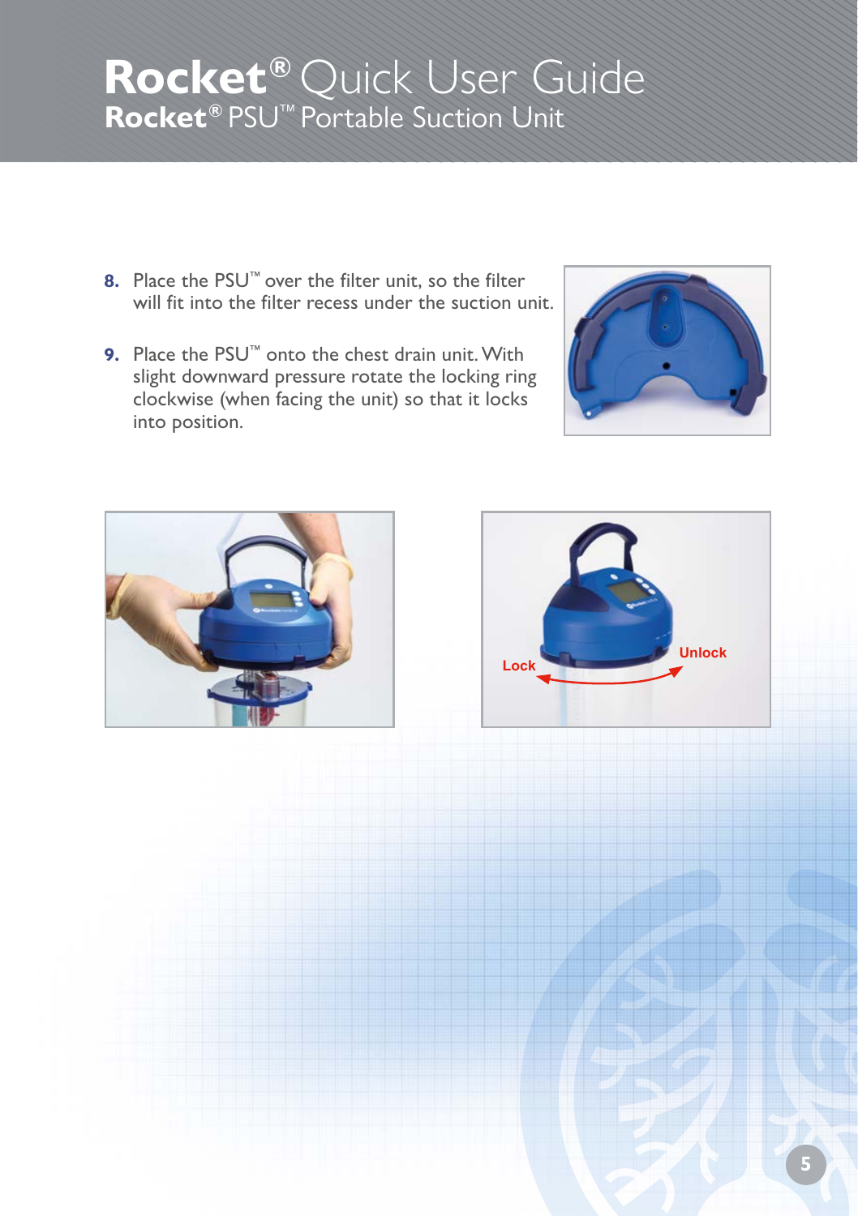# Rocket® Quick User Guide

## Rocket® PSU™ Portable Suction Unit

8. Place the PSU™ over the filter unit, so the filter will fit into the filter recess under the suction unit.

9. Place the PSU™ onto the chest drain unit. With slight downward pressure rotate the locking ring clockwise (when facing the unit) so that it locks into position.

Lock

Unlock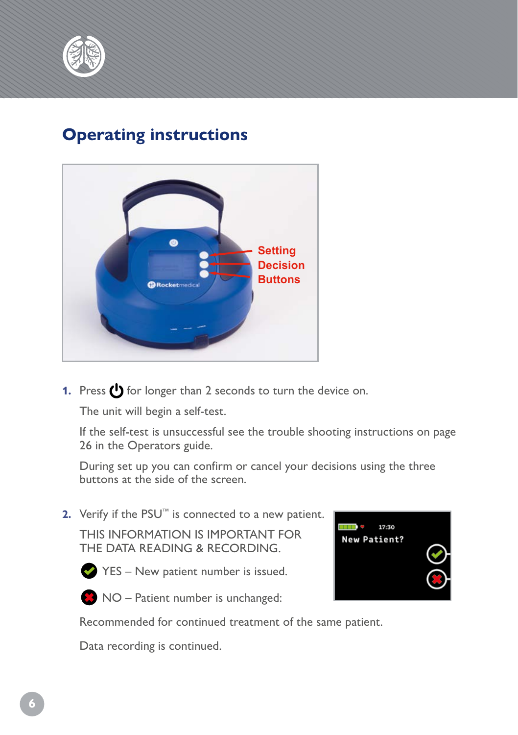# Operating instructions

1. Press ⏻ for longer than 2 seconds to turn the device on.

   The unit will begin a self-test.

   If the self-test is unsuccessful see the trouble shooting instructions on page 26 in the Operators guide.

   During set up you can confirm or cancel your decisions using the three buttons at the side of the screen.

2. Verify if the PSU™ is connected to a new patient.

   THIS INFORMATION IS IMPORTANT FOR THE DATA READING & RECORDING.

   ✔ YES – New patient number is issued.

   ✖ NO – Patient number is unchanged:

   Recommended for continued treatment of the same patient.

   Data recording is continued.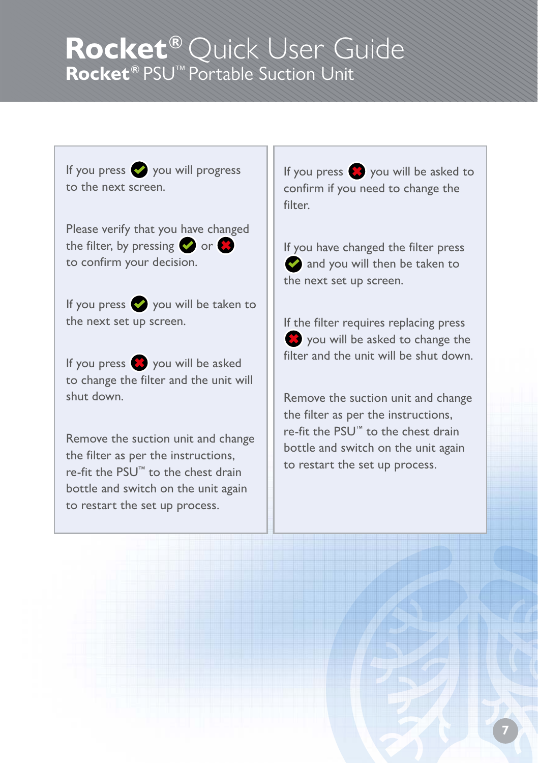# Rocket® Quick User Guide

## Rocket® PSU™ Portable Suction Unit

If you press ✔ you will progress to the next screen.

Please verify that you have changed the filter, by pressing ✔ or ✖ to confirm your decision.

If you press ✔ you will be taken to the next set up screen.

If you press ✖ you will be asked to change the filter and the unit will shut down.

Remove the suction unit and change the filter as per the instructions, re-fit the PSU™ to the chest drain bottle and switch on the unit again to restart the set up process.

If you press ✖ you will be asked to confirm if you need to change the filter.

If you have changed the filter press ✔ and you will then be taken to the next set up screen.

If the filter requires replacing press ✖ you will be asked to change the filter and the unit will be shut down.

Remove the suction unit and change the filter as per the instructions, re-fit the PSU™ to the chest drain bottle and switch on the unit again to restart the set up process.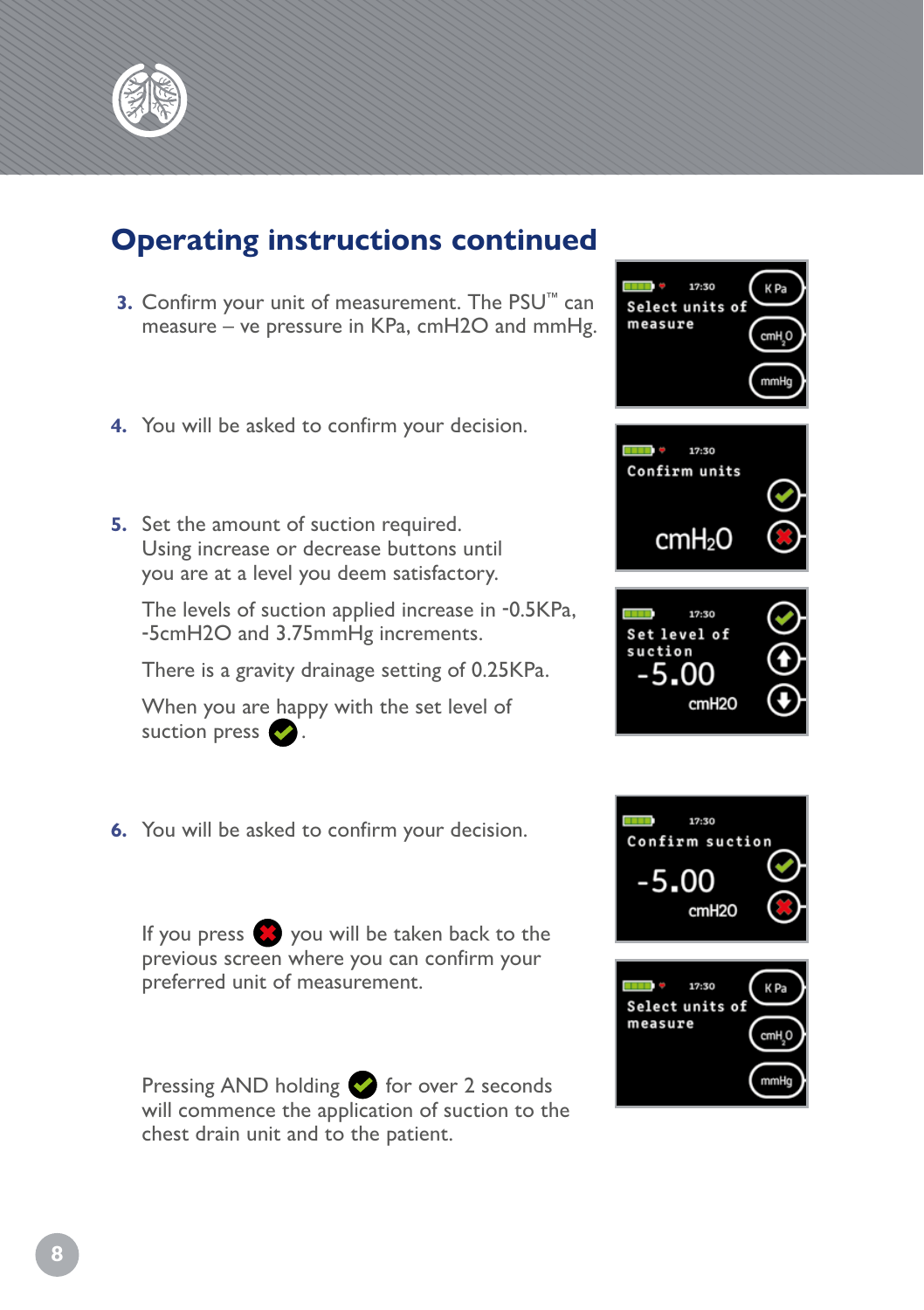## Operating instructions continued

3. Confirm your unit of measurement. The PSU™ can measure – ve pressure in KPa, cmH2O and mmHg.

4. You will be asked to confirm your decision.

5. Set the amount of suction required. Using increase or decrease buttons until you are at a level you deem satisfactory.

   The levels of suction applied increase in -0.5KPa, -5cmH2O and 3.75mmHg increments.

   There is a gravity drainage setting of 0.25KPa.

   When you are happy with the set level of suction press ✔.

6. You will be asked to confirm your decision.

   If you press ✖ you will be taken back to the previous screen where you can confirm your preferred unit of measurement.

   Pressing AND holding ✔ for over 2 seconds will commence the application of suction to the chest drain unit and to the patient.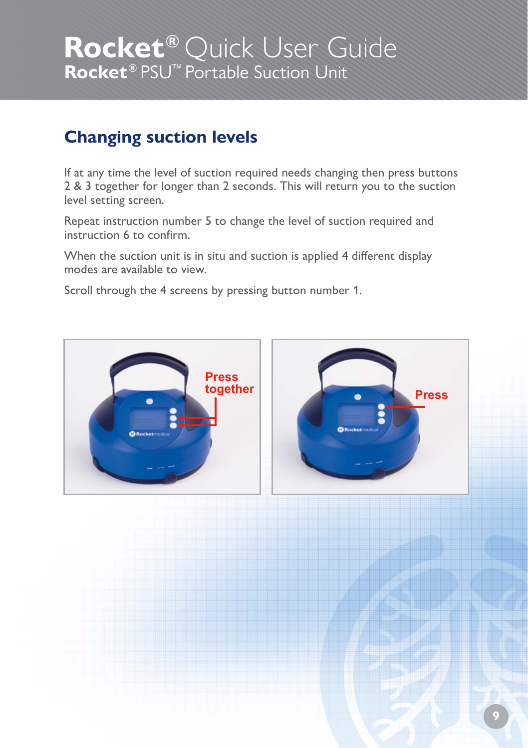## Changing suction levels

If at any time the level of suction required needs changing then press buttons 2 & 3 together for longer than 2 seconds. This will return you to the suction level setting screen.

Repeat instruction number 5 to change the level of suction required and instruction 6 to confirm.

When the suction unit is in situ and suction is applied 4 different display modes are available to view.

Scroll through the 4 screens by pressing button number 1.

Press together

Press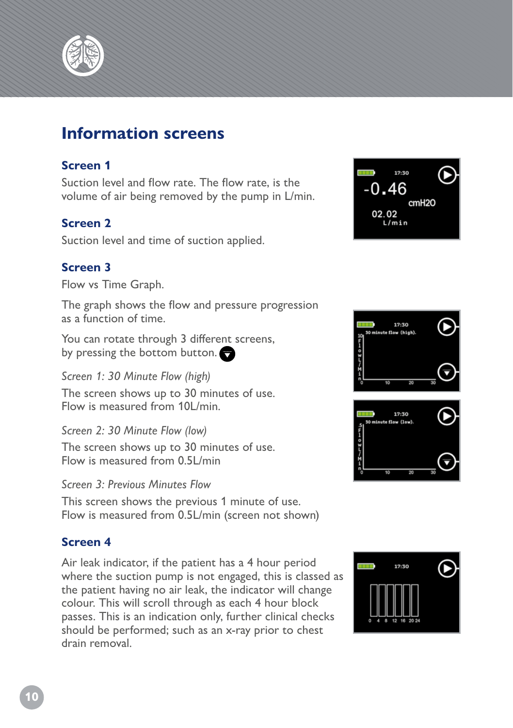# Information screens

## Screen 1

Suction level and flow rate. The flow rate, is the volume of air being removed by the pump in L/min.

## Screen 2

Suction level and time of suction applied.

## Screen 3

Flow vs Time Graph.

The graph shows the flow and pressure progression as a function of time.

You can rotate through 3 different screens, by pressing the bottom button.

*Screen 1: 30 Minute Flow (high)*

The screen shows up to 30 minutes of use. Flow is measured from 10L/min.

*Screen 2: 30 Minute Flow (low)*

The screen shows up to 30 minutes of use. Flow is measured from 0.5L/min

*Screen 3: Previous Minutes Flow*

This screen shows the previous 1 minute of use. Flow is measured from 0.5L/min (screen not shown)

## Screen 4

Air leak indicator, if the patient has a 4 hour period where the suction pump is not engaged, this is classed as the patient having no air leak, the indicator will change colour. This will scroll through as each 4 hour block passes. This is an indication only, further clinical checks should be performed; such as an x-ray prior to chest drain removal.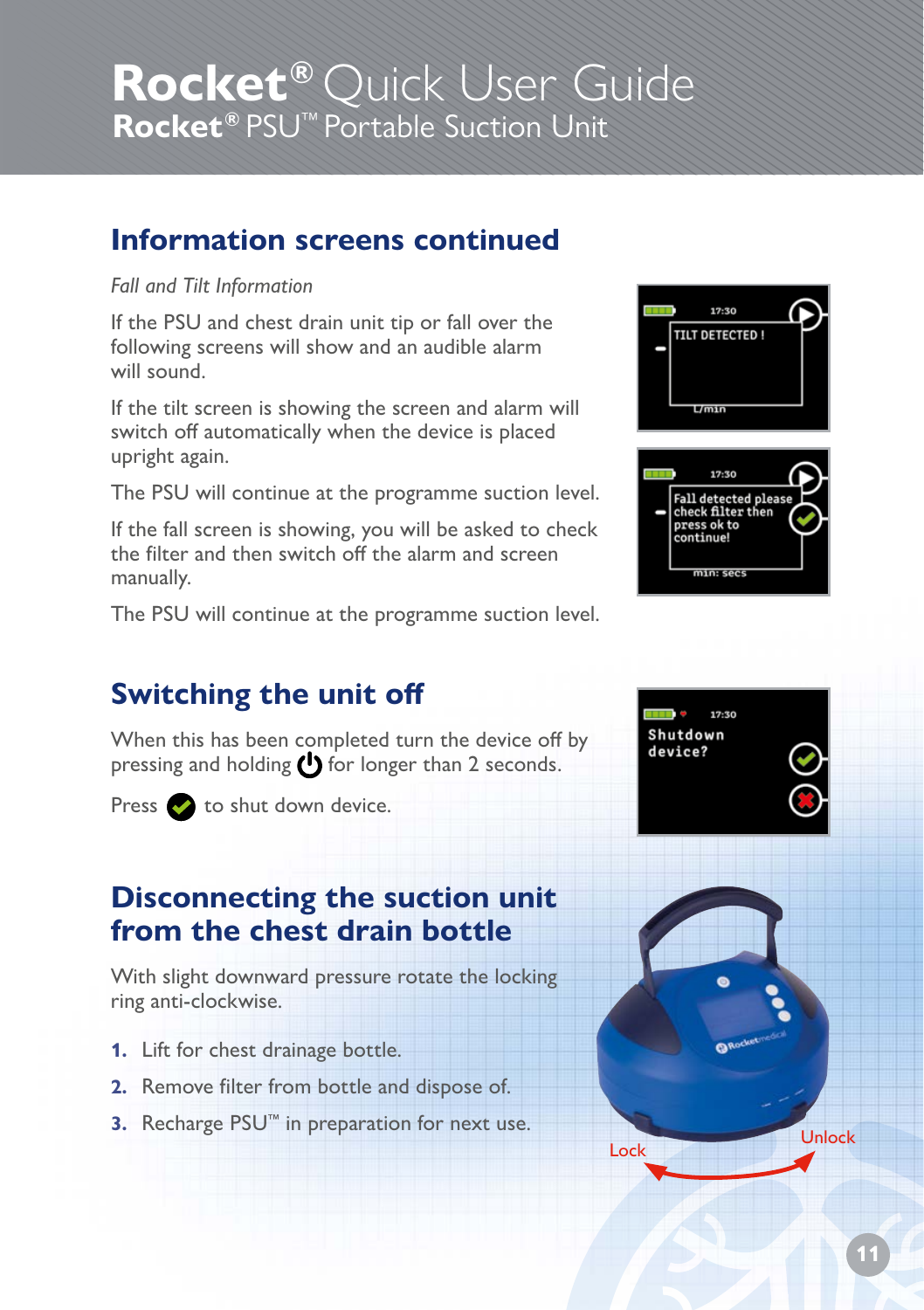# Rocket® Quick User Guide
## Rocket® PSU™ Portable Suction Unit

## Information screens continued

*Fall and Tilt Information*

If the PSU and chest drain unit tip or fall over the following screens will show and an audible alarm will sound.

If the tilt screen is showing the screen and alarm will switch off automatically when the device is placed upright again.

The PSU will continue at the programme suction level.

If the fall screen is showing, you will be asked to check the filter and then switch off the alarm and screen manually.

The PSU will continue at the programme suction level.

## Switching the unit off

When this has been completed turn the device off by pressing and holding ⏻ for longer than 2 seconds.

Press ✓ to shut down device.

## Disconnecting the suction unit from the chest drain bottle

With slight downward pressure rotate the locking ring anti-clockwise.

1. Lift for chest drainage bottle.
2. Remove filter from bottle and dispose of.
3. Recharge PSU™ in preparation for next use.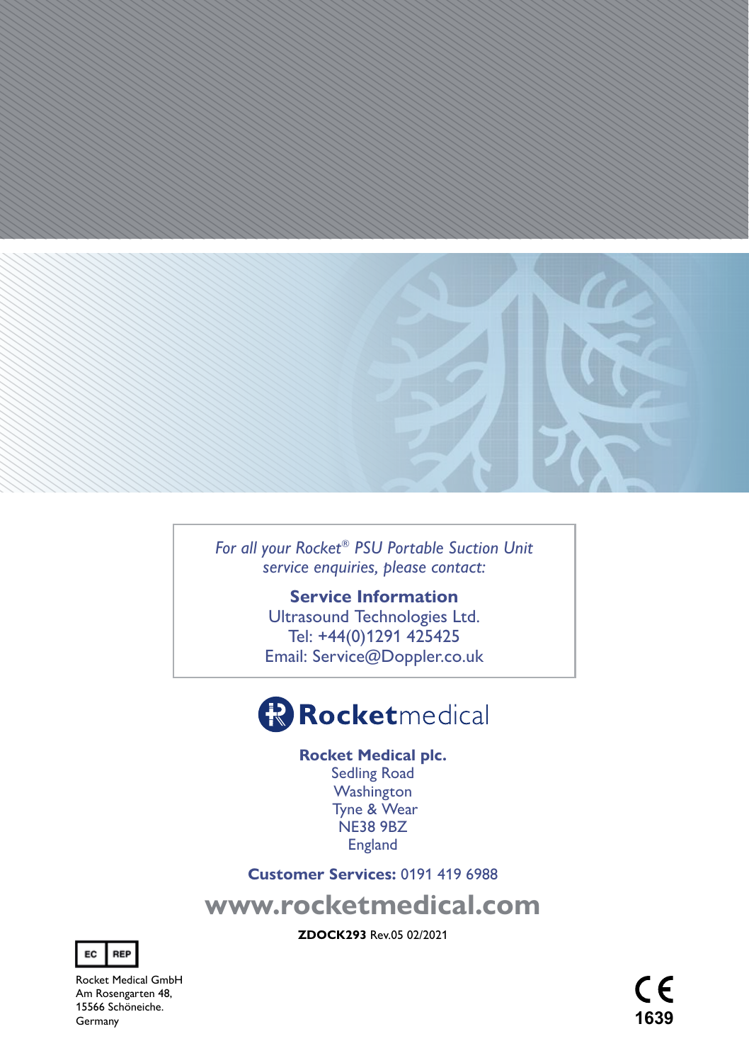*For all your Rocket® PSU Portable Suction Unit service enquiries, please contact:*

**Service Information**
Ultrasound Technologies Ltd.
Tel: +44(0)1291 425425
Email: Service@Doppler.co.uk

**Rocket**medical

**Rocket Medical plc.**
Sedling Road
Washington
Tyne & Wear
NE38 9BZ
England

**Customer Services:** 0191 419 6988

**www.rocketmedical.com**

**ZDOCK293** Rev.05 02/2021

EC REP
Rocket Medical GmbH
Am Rosengarten 48,
15566 Schöneiche.
Germany

CE
1639